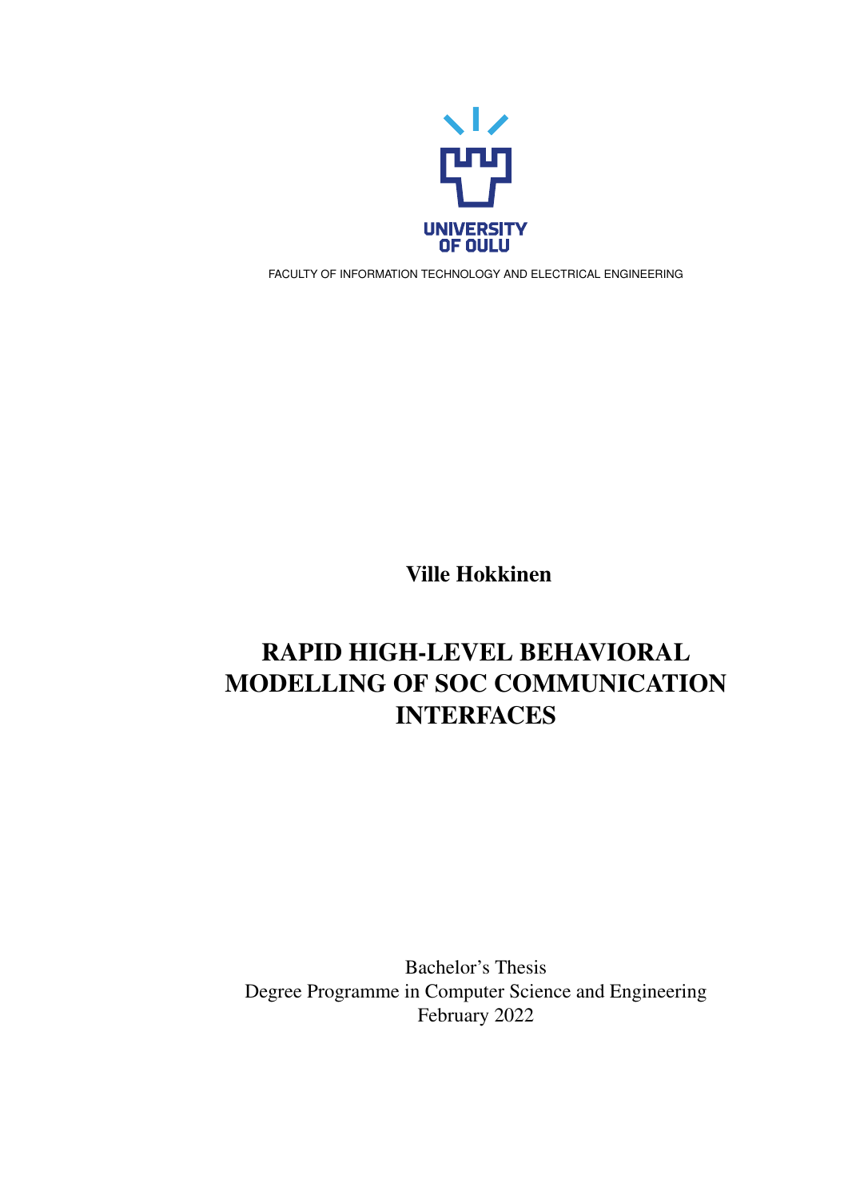UNIVERSITY OF OULU

FACULTY OF INFORMATION TECHNOLOGY AND ELECTRICAL ENGINEERING

**Ville Hokkinen**

# RAPID HIGH-LEVEL BEHAVIORAL MODELLING OF SOC COMMUNICATION INTERFACES

Bachelor's Thesis
Degree Programme in Computer Science and Engineering
February 2022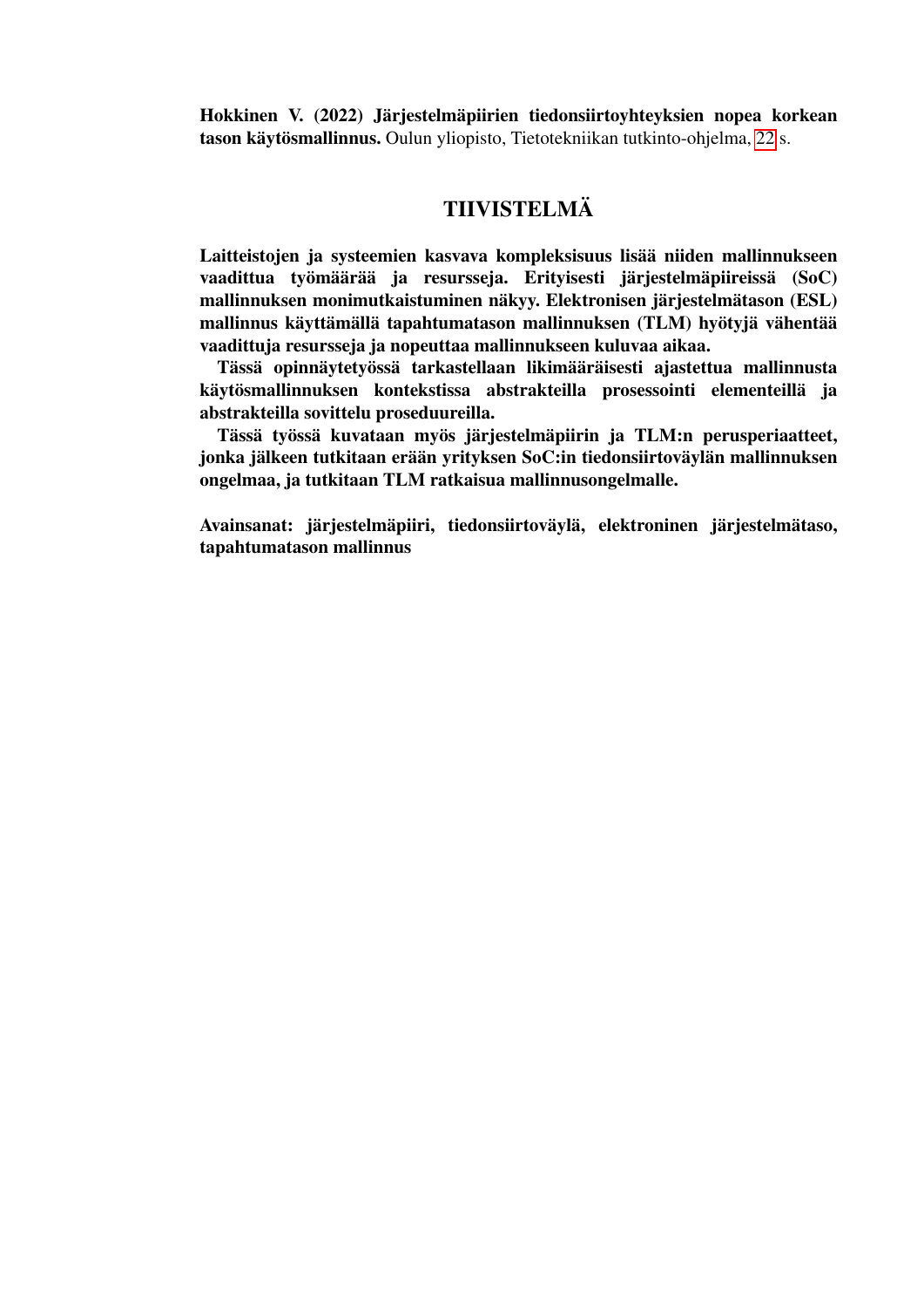**Hokkinen V. (2022) Järjestelmäpiirien tiedonsiirtoyhteyksien nopea korkean tason käytösmallinnus.** Oulun yliopisto, Tietotekniikan tutkinto-ohjelma, 22 s.

## TIIVISTELMÄ

**Laitteistojen ja systeemien kasvava kompleksisuus lisää niiden mallinnukseen vaadittua työmäärää ja resursseja. Erityisesti järjestelmäpiireissä (SoC) mallinnuksen monimutkaistuminen näkyy. Elektronisen järjestelmätason (ESL) mallinnus käyttämällä tapahtumatason mallinnuksen (TLM) hyötyjä vähentää vaadittuja resursseja ja nopeuttaa mallinnukseen kuluvaa aikaa.**

**Tässä opinnäytetyössä tarkastellaan likimääräisesti ajastettua mallinnusta käytösmallinnuksen kontekstissa abstrakteilla prosessointi elementeillä ja abstrakteilla sovittelu proseduureilla.**

**Tässä työssä kuvataan myös järjestelmäpiirin ja TLM:n perusperiaatteet, jonka jälkeen tutkitaan erään yrityksen SoC:in tiedonsiirtoväylän mallinnuksen ongelmaa, ja tutkitaan TLM ratkaisua mallinnusongelmalle.**

**Avainsanat: järjestelmäpiiri, tiedonsiirtoväylä, elektroninen järjestelmätaso, tapahtumatason mallinnus**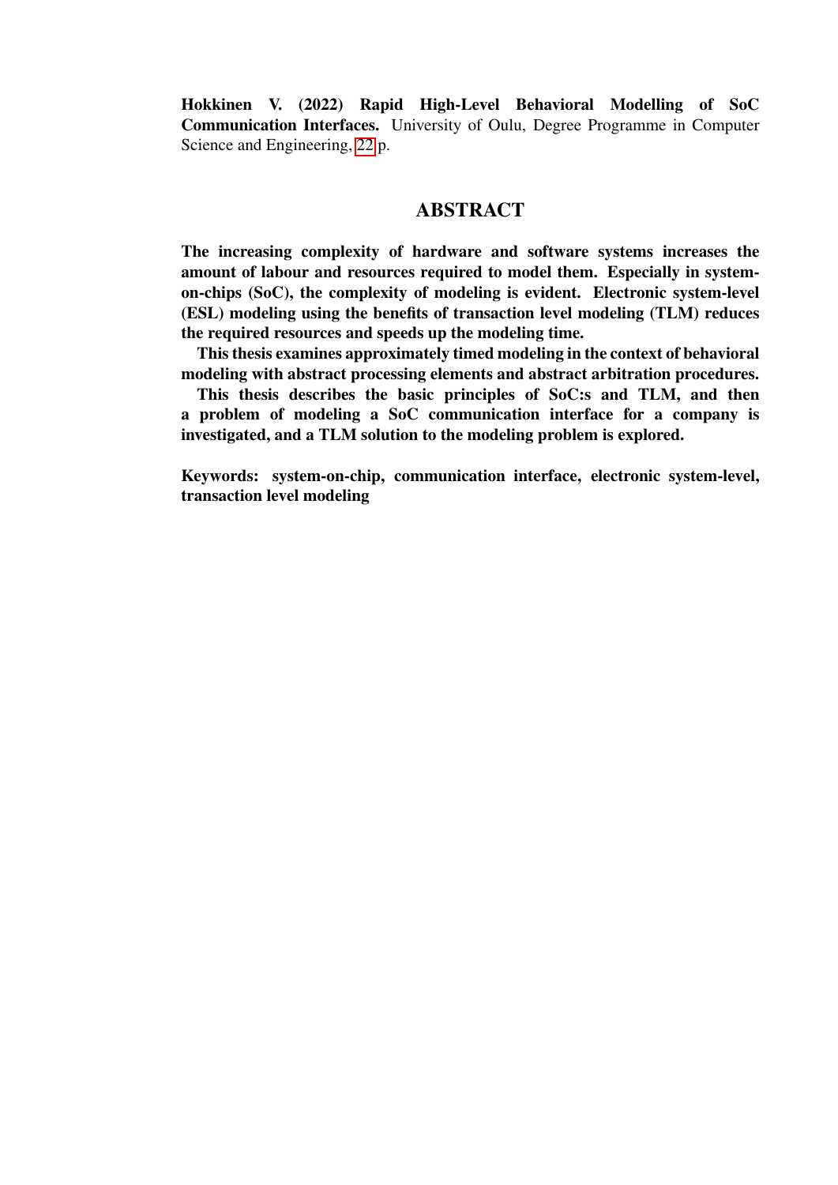**Hokkinen V. (2022) Rapid High-Level Behavioral Modelling of SoC Communication Interfaces.** University of Oulu, Degree Programme in Computer Science and Engineering, 22 p.

# ABSTRACT

**The increasing complexity of hardware and software systems increases the amount of labour and resources required to model them. Especially in system-on-chips (SoC), the complexity of modeling is evident. Electronic system-level (ESL) modeling using the benefits of transaction level modeling (TLM) reduces the required resources and speeds up the modeling time.**

**This thesis examines approximately timed modeling in the context of behavioral modeling with abstract processing elements and abstract arbitration procedures.**

**This thesis describes the basic principles of SoC:s and TLM, and then a problem of modeling a SoC communication interface for a company is investigated, and a TLM solution to the modeling problem is explored.**

**Keywords: system-on-chip, communication interface, electronic system-level, transaction level modeling**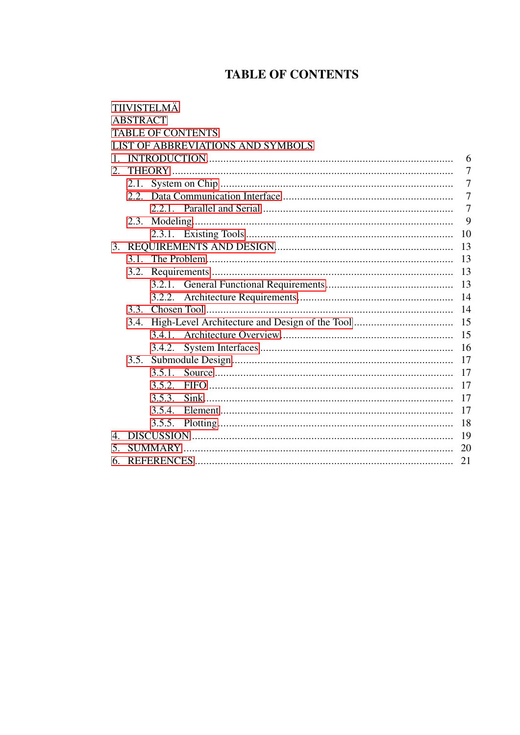# TABLE OF CONTENTS

TIIVISTELMÄ
ABSTRACT
TABLE OF CONTENTS
LIST OF ABBREVIATIONS AND SYMBOLS

1. INTRODUCTION .................................................... 6
2. THEORY .................................................... 7
   - 2.1. System on Chip .................................................... 7
   - 2.2. Data Communication Interface .................................................... 7
     - 2.2.1. Parallel and Serial .................................................... 7
   - 2.3. Modeling .................................................... 9
     - 2.3.1. Existing Tools .................................................... 10
3. REQUIREMENTS AND DESIGN .................................................... 13
   - 3.1. The Problem .................................................... 13
   - 3.2. Requirements .................................................... 13
     - 3.2.1. General Functional Requirements .................................................... 13
     - 3.2.2. Architecture Requirements .................................................... 14
   - 3.3. Chosen Tool .................................................... 14
   - 3.4. High-Level Architecture and Design of the Tool .................................................... 15
     - 3.4.1. Architecture Overview .................................................... 15
     - 3.4.2. System Interfaces .................................................... 16
   - 3.5. Submodule Design .................................................... 17
     - 3.5.1. Source .................................................... 17
     - 3.5.2. FIFO .................................................... 17
     - 3.5.3. Sink .................................................... 17
     - 3.5.4. Element .................................................... 17
     - 3.5.5. Plotting .................................................... 18
4. DISCUSSION .................................................... 19
5. SUMMARY .................................................... 20
6. REFERENCES .................................................... 21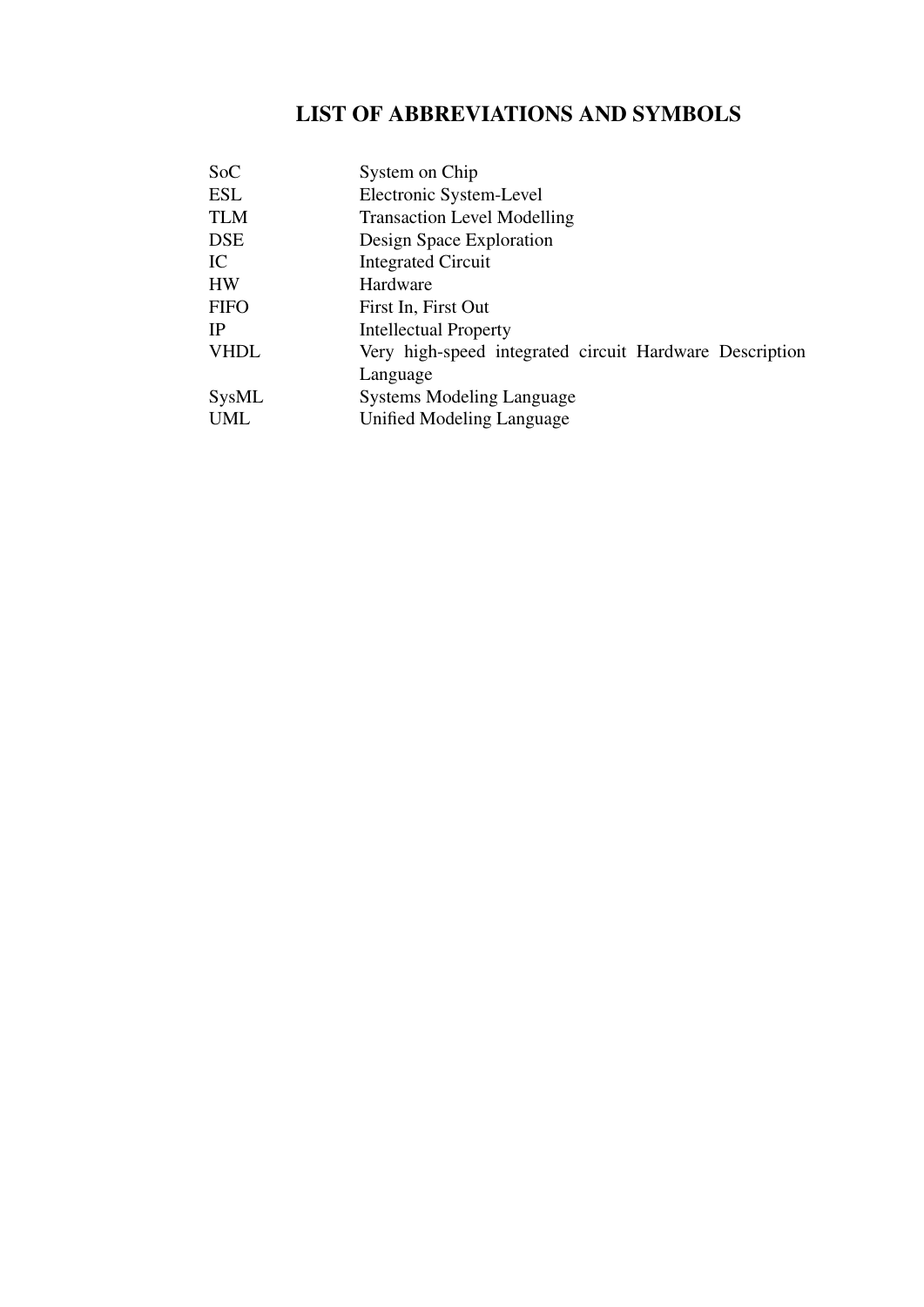# LIST OF ABBREVIATIONS AND SYMBOLS

| | |
|---|---|
| SoC | System on Chip |
| ESL | Electronic System-Level |
| TLM | Transaction Level Modelling |
| DSE | Design Space Exploration |
| IC | Integrated Circuit |
| HW | Hardware |
| FIFO | First In, First Out |
| IP | Intellectual Property |
| VHDL | Very high-speed integrated circuit Hardware Description Language |
| SysML | Systems Modeling Language |
| UML | Unified Modeling Language |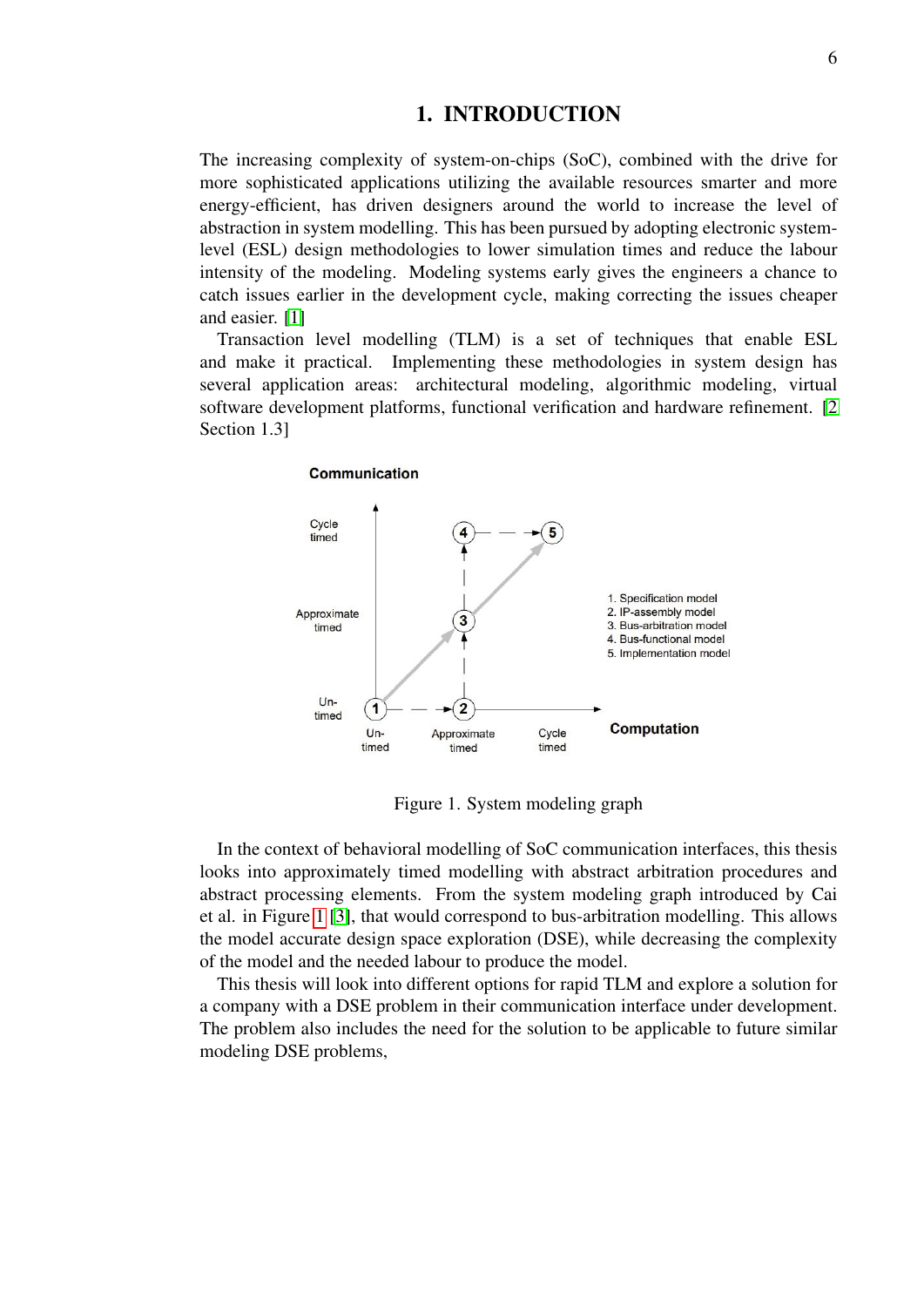## 1. INTRODUCTION

The increasing complexity of system-on-chips (SoC), combined with the drive for more sophisticated applications utilizing the available resources smarter and more energy-efficient, has driven designers around the world to increase the level of abstraction in system modelling. This has been pursued by adopting electronic system-level (ESL) design methodologies to lower simulation times and reduce the labour intensity of the modeling. Modeling systems early gives the engineers a chance to catch issues earlier in the development cycle, making correcting the issues cheaper and easier. [1]

Transaction level modelling (TLM) is a set of techniques that enable ESL and make it practical. Implementing these methodologies in system design has several application areas: architectural modeling, algorithmic modeling, virtual software development platforms, functional verification and hardware refinement. [2 Section 1.3]

Figure 1. System modeling graph

In the context of behavioral modelling of SoC communication interfaces, this thesis looks into approximately timed modelling with abstract arbitration procedures and abstract processing elements. From the system modeling graph introduced by Cai et al. in Figure 1 [3], that would correspond to bus-arbitration modelling. This allows the model accurate design space exploration (DSE), while decreasing the complexity of the model and the needed labour to produce the model.

This thesis will look into different options for rapid TLM and explore a solution for a company with a DSE problem in their communication interface under development. The problem also includes the need for the solution to be applicable to future similar modeling DSE problems,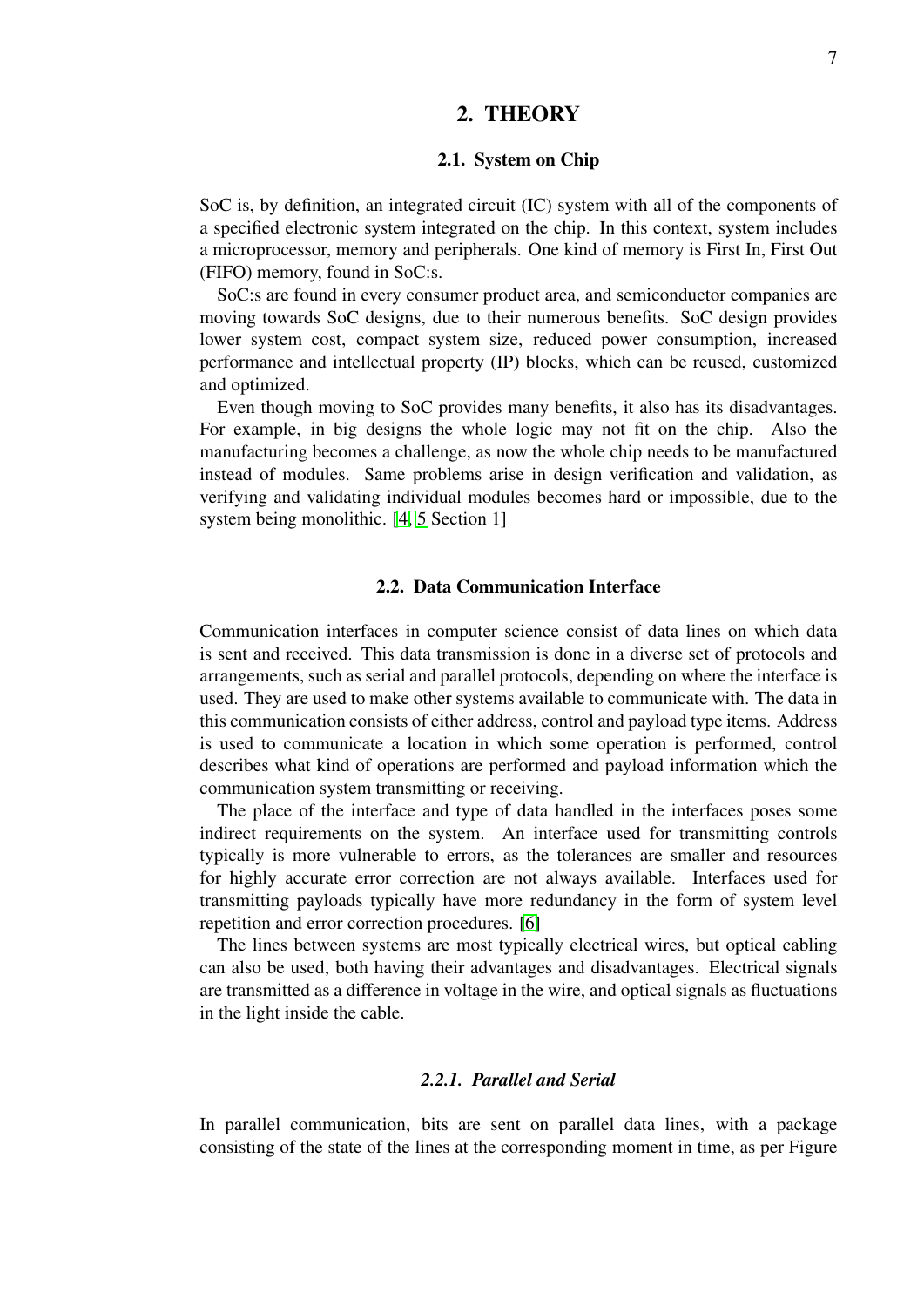# 2. THEORY

## 2.1. System on Chip

SoC is, by definition, an integrated circuit (IC) system with all of the components of a specified electronic system integrated on the chip. In this context, system includes a microprocessor, memory and peripherals. One kind of memory is First In, First Out (FIFO) memory, found in SoC:s.

SoC:s are found in every consumer product area, and semiconductor companies are moving towards SoC designs, due to their numerous benefits. SoC design provides lower system cost, compact system size, reduced power consumption, increased performance and intellectual property (IP) blocks, which can be reused, customized and optimized.

Even though moving to SoC provides many benefits, it also has its disadvantages. For example, in big designs the whole logic may not fit on the chip. Also the manufacturing becomes a challenge, as now the whole chip needs to be manufactured instead of modules. Same problems arise in design verification and validation, as verifying and validating individual modules becomes hard or impossible, due to the system being monolithic. [4, 5 Section 1]

## 2.2. Data Communication Interface

Communication interfaces in computer science consist of data lines on which data is sent and received. This data transmission is done in a diverse set of protocols and arrangements, such as serial and parallel protocols, depending on where the interface is used. They are used to make other systems available to communicate with. The data in this communication consists of either address, control and payload type items. Address is used to communicate a location in which some operation is performed, control describes what kind of operations are performed and payload information which the communication system transmitting or receiving.

The place of the interface and type of data handled in the interfaces poses some indirect requirements on the system. An interface used for transmitting controls typically is more vulnerable to errors, as the tolerances are smaller and resources for highly accurate error correction are not always available. Interfaces used for transmitting payloads typically have more redundancy in the form of system level repetition and error correction procedures. [6]

The lines between systems are most typically electrical wires, but optical cabling can also be used, both having their advantages and disadvantages. Electrical signals are transmitted as a difference in voltage in the wire, and optical signals as fluctuations in the light inside the cable.

### *2.2.1. Parallel and Serial*

In parallel communication, bits are sent on parallel data lines, with a package consisting of the state of the lines at the corresponding moment in time, as per Figure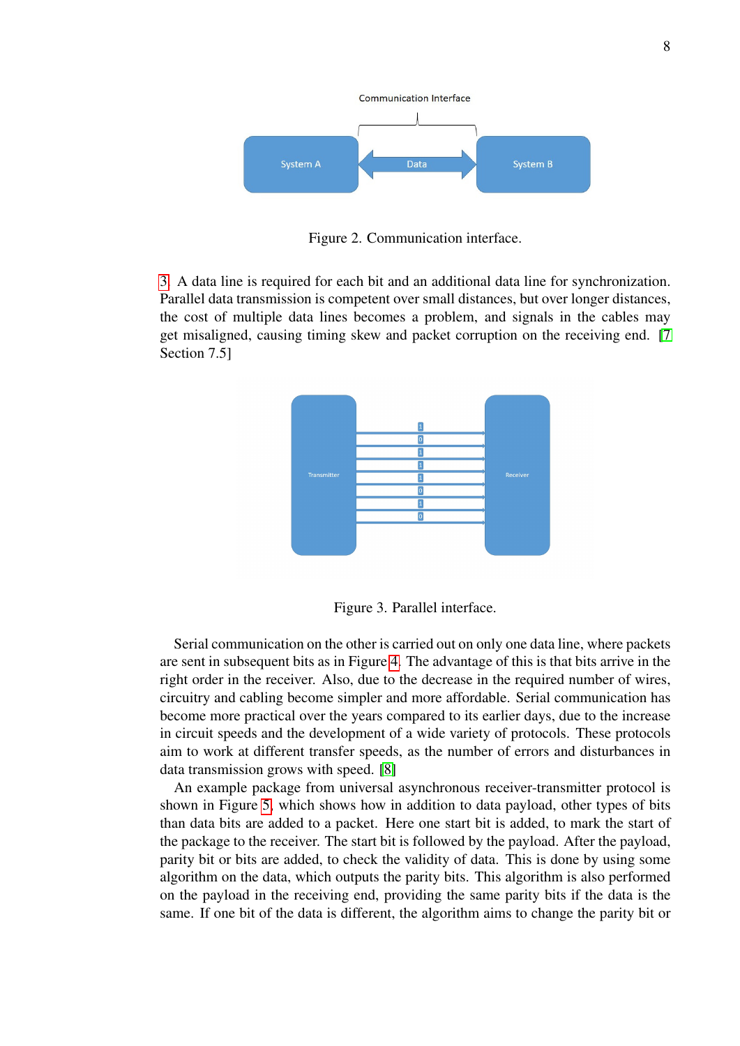Figure 2. Communication interface.

[3] A data line is required for each bit and an additional data line for synchronization. Parallel data transmission is competent over small distances, but over longer distances, the cost of multiple data lines becomes a problem, and signals in the cables may get misaligned, causing timing skew and packet corruption on the receiving end. [7 Section 7.5]

Figure 3. Parallel interface.

Serial communication on the other is carried out on only one data line, where packets are sent in subsequent bits as in Figure 4. The advantage of this is that bits arrive in the right order in the receiver. Also, due to the decrease in the required number of wires, circuitry and cabling become simpler and more affordable. Serial communication has become more practical over the years compared to its earlier days, due to the increase in circuit speeds and the development of a wide variety of protocols. These protocols aim to work at different transfer speeds, as the number of errors and disturbances in data transmission grows with speed. [8]

An example package from universal asynchronous receiver-transmitter protocol is shown in Figure 5, which shows how in addition to data payload, other types of bits than data bits are added to a packet. Here one start bit is added, to mark the start of the package to the receiver. The start bit is followed by the payload. After the payload, parity bit or bits are added, to check the validity of data. This is done by using some algorithm on the data, which outputs the parity bits. This algorithm is also performed on the payload in the receiving end, providing the same parity bits if the data is the same. If one bit of the data is different, the algorithm aims to change the parity bit or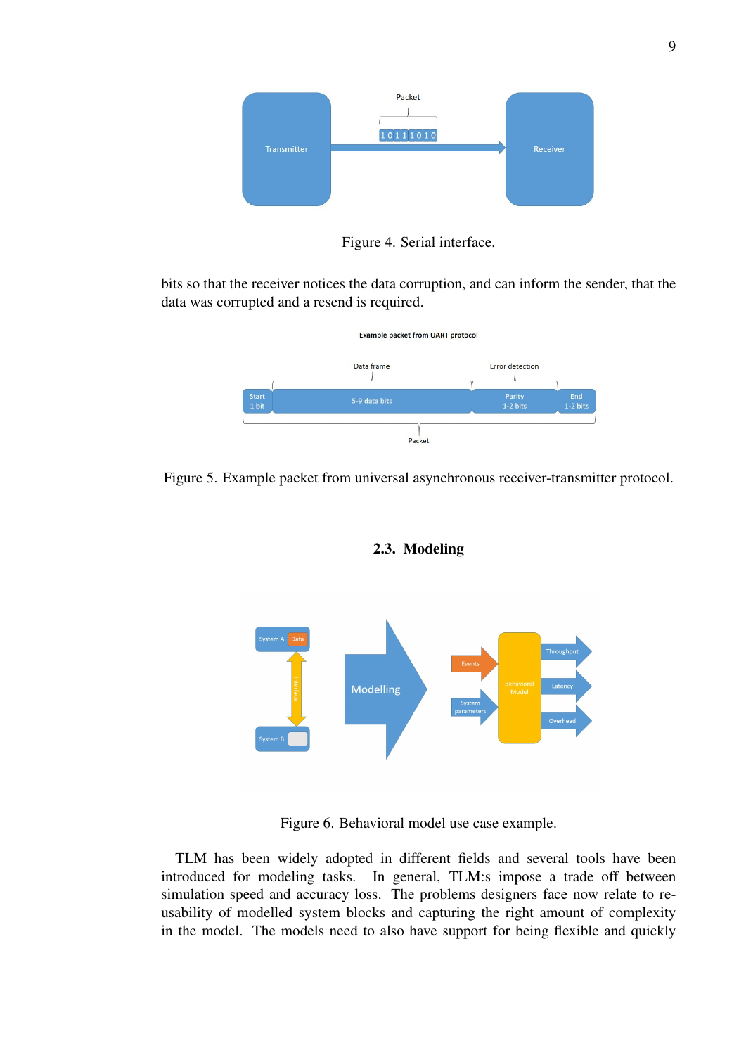Figure 4. Serial interface.

bits so that the receiver notices the data corruption, and can inform the sender, that the data was corrupted and a resend is required.

Figure 5. Example packet from universal asynchronous receiver-transmitter protocol.

### 2.3. Modeling

Figure 6. Behavioral model use case example.

TLM has been widely adopted in different fields and several tools have been introduced for modeling tasks. In general, TLM:s impose a trade off between simulation speed and accuracy loss. The problems designers face now relate to re-usability of modelled system blocks and capturing the right amount of complexity in the model. The models need to also have support for being flexible and quickly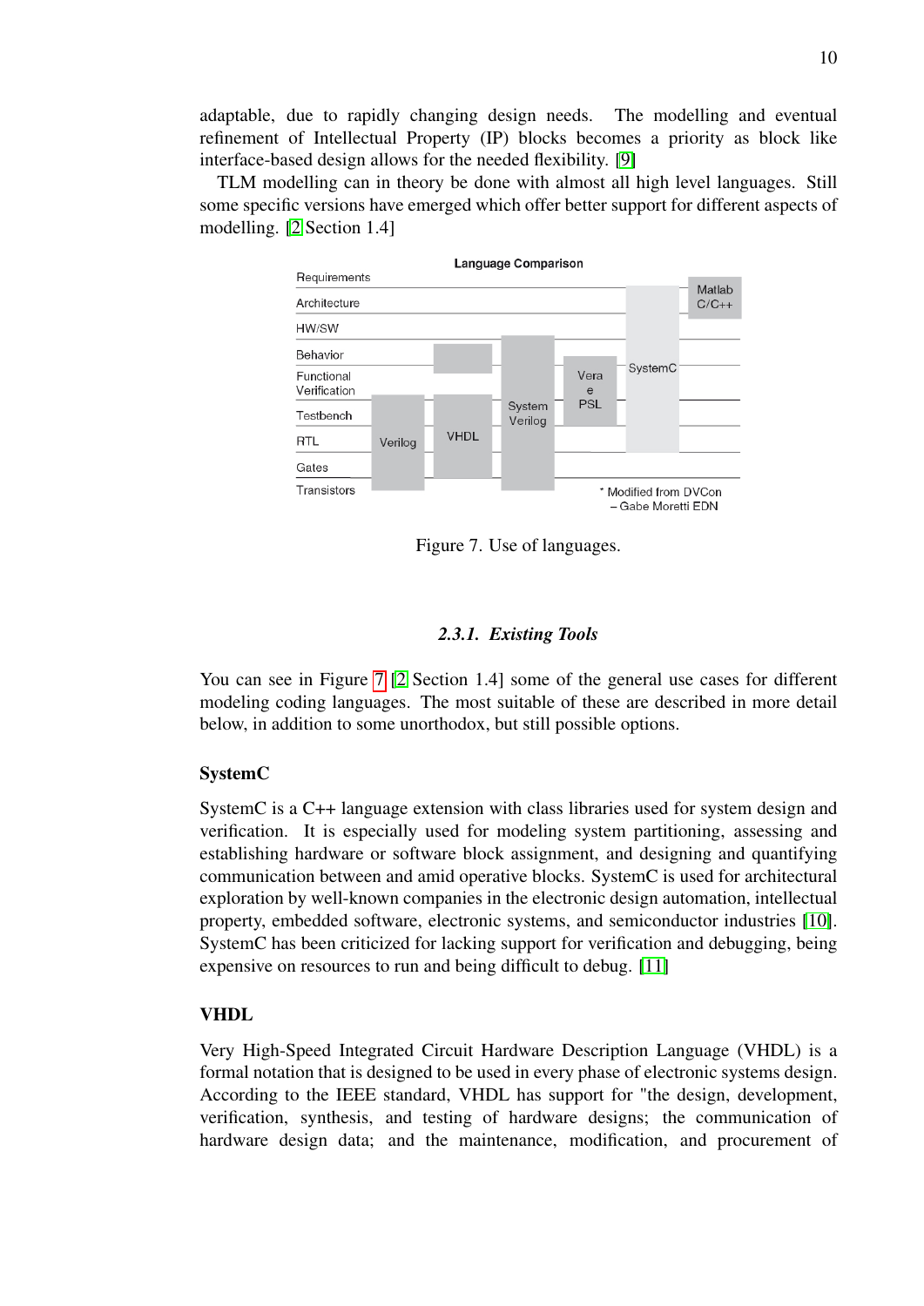adaptable, due to rapidly changing design needs. The modelling and eventual refinement of Intellectual Property (IP) blocks becomes a priority as block like interface-based design allows for the needed flexibility. [9]

TLM modelling can in theory be done with almost all high level languages. Still some specific versions have emerged which offer better support for different aspects of modelling. [2 Section 1.4]

Figure 7. Use of languages.

### 2.3.1. Existing Tools

You can see in Figure 7 [2 Section 1.4] some of the general use cases for different modeling coding languages. The most suitable of these are described in more detail below, in addition to some unorthodox, but still possible options.

#### SystemC

SystemC is a C++ language extension with class libraries used for system design and verification. It is especially used for modeling system partitioning, assessing and establishing hardware or software block assignment, and designing and quantifying communication between and amid operative blocks. SystemC is used for architectural exploration by well-known companies in the electronic design automation, intellectual property, embedded software, electronic systems, and semiconductor industries [10]. SystemC has been criticized for lacking support for verification and debugging, being expensive on resources to run and being difficult to debug. [11]

#### VHDL

Very High-Speed Integrated Circuit Hardware Description Language (VHDL) is a formal notation that is designed to be used in every phase of electronic systems design. According to the IEEE standard, VHDL has support for "the design, development, verification, synthesis, and testing of hardware designs; the communication of hardware design data; and the maintenance, modification, and procurement of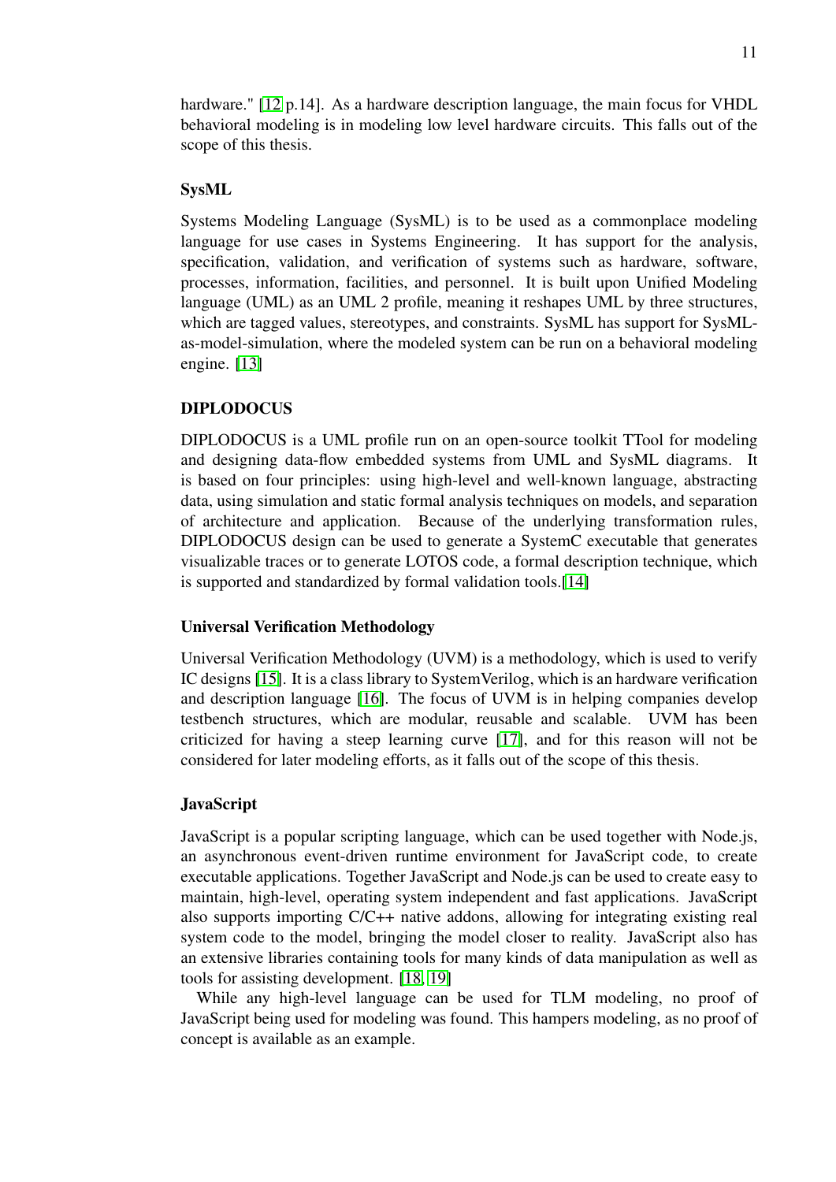hardware." [12 p.14]. As a hardware description language, the main focus for VHDL behavioral modeling is in modeling low level hardware circuits. This falls out of the scope of this thesis.

### SysML

Systems Modeling Language (SysML) is to be used as a commonplace modeling language for use cases in Systems Engineering. It has support for the analysis, specification, validation, and verification of systems such as hardware, software, processes, information, facilities, and personnel. It is built upon Unified Modeling language (UML) as an UML 2 profile, meaning it reshapes UML by three structures, which are tagged values, stereotypes, and constraints. SysML has support for SysML-as-model-simulation, where the modeled system can be run on a behavioral modeling engine. [13]

### DIPLODOCUS

DIPLODOCUS is a UML profile run on an open-source toolkit TTool for modeling and designing data-flow embedded systems from UML and SysML diagrams. It is based on four principles: using high-level and well-known language, abstracting data, using simulation and static formal analysis techniques on models, and separation of architecture and application. Because of the underlying transformation rules, DIPLODOCUS design can be used to generate a SystemC executable that generates visualizable traces or to generate LOTOS code, a formal description technique, which is supported and standardized by formal validation tools.[14]

### Universal Verification Methodology

Universal Verification Methodology (UVM) is a methodology, which is used to verify IC designs [15]. It is a class library to SystemVerilog, which is an hardware verification and description language [16]. The focus of UVM is in helping companies develop testbench structures, which are modular, reusable and scalable. UVM has been criticized for having a steep learning curve [17], and for this reason will not be considered for later modeling efforts, as it falls out of the scope of this thesis.

### JavaScript

JavaScript is a popular scripting language, which can be used together with Node.js, an asynchronous event-driven runtime environment for JavaScript code, to create executable applications. Together JavaScript and Node.js can be used to create easy to maintain, high-level, operating system independent and fast applications. JavaScript also supports importing C/C++ native addons, allowing for integrating existing real system code to the model, bringing the model closer to reality. JavaScript also has an extensive libraries containing tools for many kinds of data manipulation as well as tools for assisting development. [18, 19]

While any high-level language can be used for TLM modeling, no proof of JavaScript being used for modeling was found. This hampers modeling, as no proof of concept is available as an example.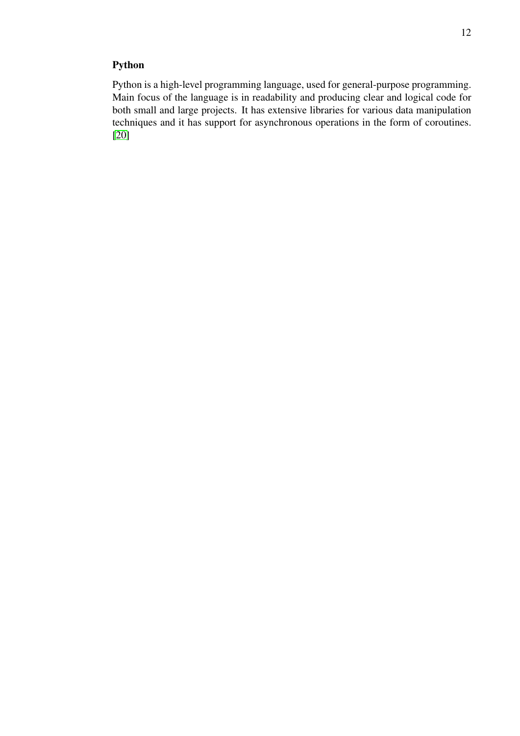### Python

Python is a high-level programming language, used for general-purpose programming. Main focus of the language is in readability and producing clear and logical code for both small and large projects. It has extensive libraries for various data manipulation techniques and it has support for asynchronous operations in the form of coroutines. [20]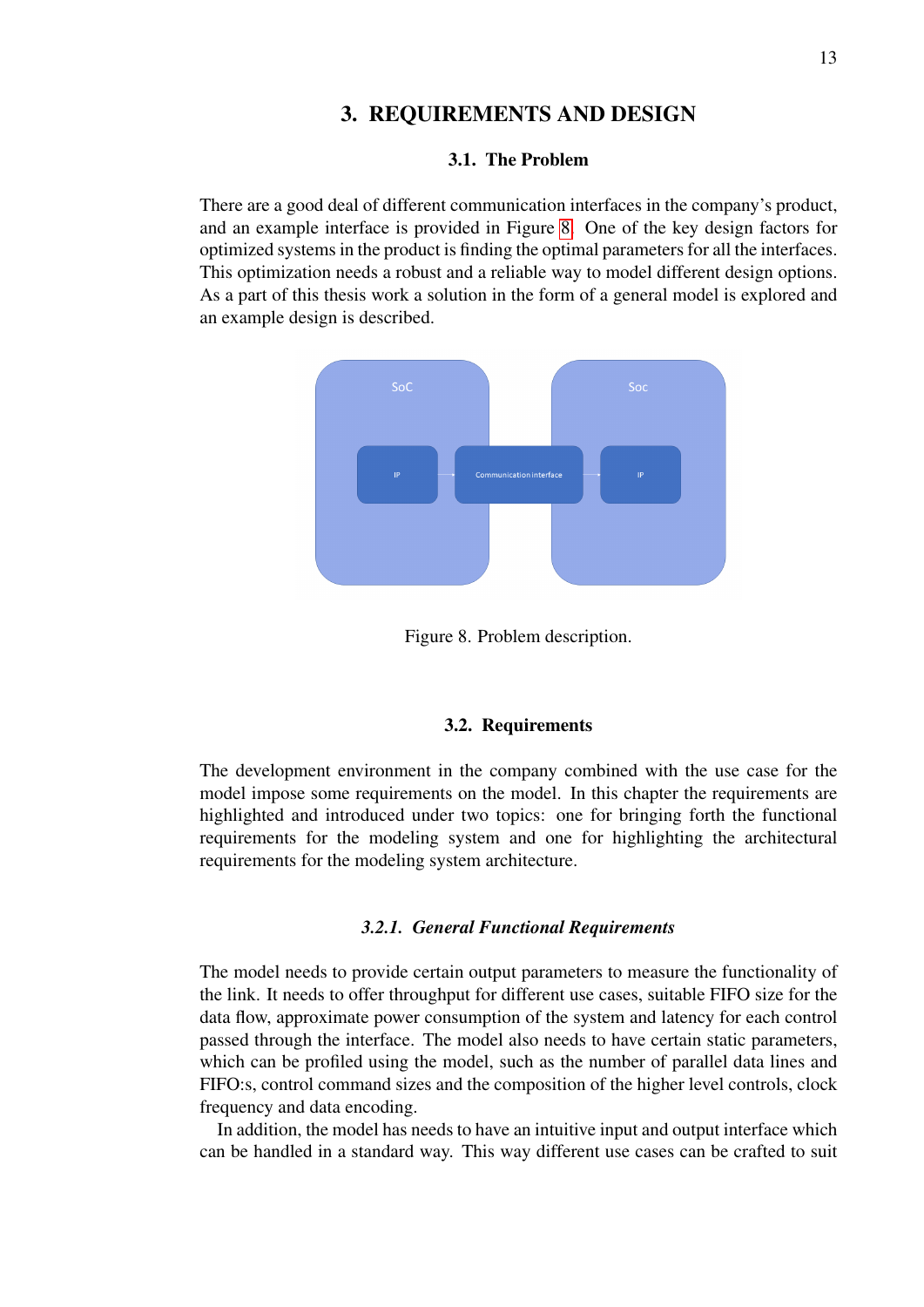# 3. REQUIREMENTS AND DESIGN

## 3.1. The Problem

There are a good deal of different communication interfaces in the company's product, and an example interface is provided in Figure 8. One of the key design factors for optimized systems in the product is finding the optimal parameters for all the interfaces. This optimization needs a robust and a reliable way to model different design options. As a part of this thesis work a solution in the form of a general model is explored and an example design is described.

Figure 8. Problem description.

## 3.2. Requirements

The development environment in the company combined with the use case for the model impose some requirements on the model. In this chapter the requirements are highlighted and introduced under two topics: one for bringing forth the functional requirements for the modeling system and one for highlighting the architectural requirements for the modeling system architecture.

### *3.2.1. General Functional Requirements*

The model needs to provide certain output parameters to measure the functionality of the link. It needs to offer throughput for different use cases, suitable FIFO size for the data flow, approximate power consumption of the system and latency for each control passed through the interface. The model also needs to have certain static parameters, which can be profiled using the model, such as the number of parallel data lines and FIFO:s, control command sizes and the composition of the higher level controls, clock frequency and data encoding.

In addition, the model has needs to have an intuitive input and output interface which can be handled in a standard way. This way different use cases can be crafted to suit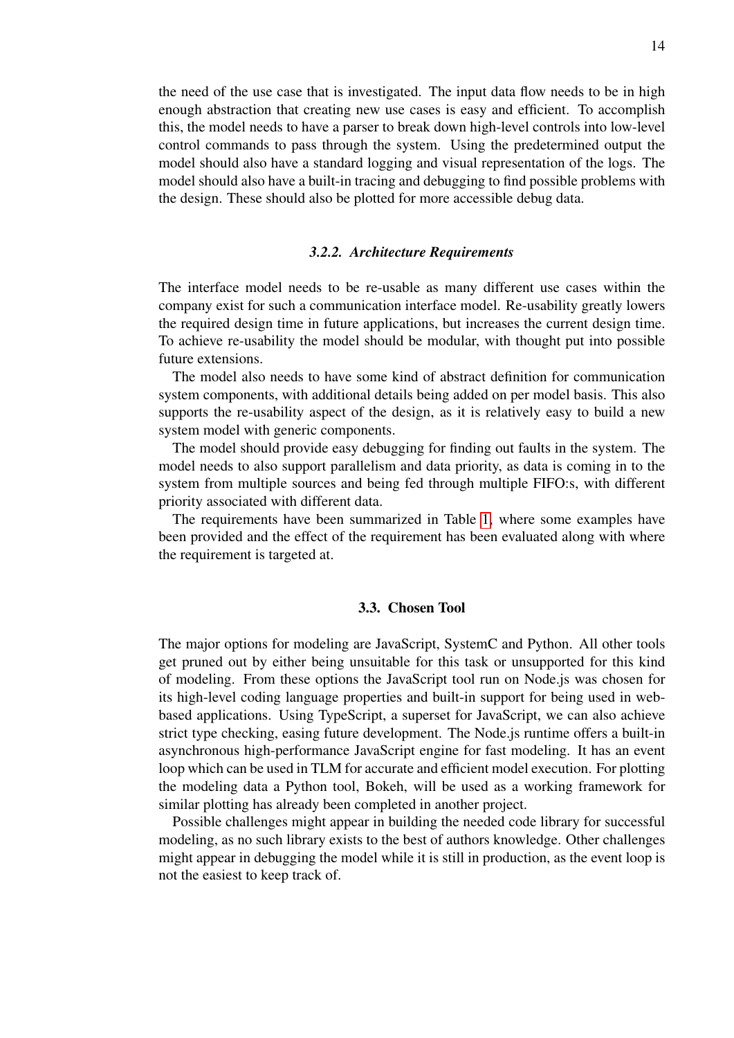the need of the use case that is investigated. The input data flow needs to be in high enough abstraction that creating new use cases is easy and efficient. To accomplish this, the model needs to have a parser to break down high-level controls into low-level control commands to pass through the system. Using the predetermined output the model should also have a standard logging and visual representation of the logs. The model should also have a built-in tracing and debugging to find possible problems with the design. These should also be plotted for more accessible debug data.

### *3.2.2. Architecture Requirements*

The interface model needs to be re-usable as many different use cases within the company exist for such a communication interface model. Re-usability greatly lowers the required design time in future applications, but increases the current design time. To achieve re-usability the model should be modular, with thought put into possible future extensions.

The model also needs to have some kind of abstract definition for communication system components, with additional details being added on per model basis. This also supports the re-usability aspect of the design, as it is relatively easy to build a new system model with generic components.

The model should provide easy debugging for finding out faults in the system. The model needs to also support parallelism and data priority, as data is coming in to the system from multiple sources and being fed through multiple FIFO:s, with different priority associated with different data.

The requirements have been summarized in Table 1, where some examples have been provided and the effect of the requirement has been evaluated along with where the requirement is targeted at.

## 3.3. Chosen Tool

The major options for modeling are JavaScript, SystemC and Python. All other tools get pruned out by either being unsuitable for this task or unsupported for this kind of modeling. From these options the JavaScript tool run on Node.js was chosen for its high-level coding language properties and built-in support for being used in web-based applications. Using TypeScript, a superset for JavaScript, we can also achieve strict type checking, easing future development. The Node.js runtime offers a built-in asynchronous high-performance JavaScript engine for fast modeling. It has an event loop which can be used in TLM for accurate and efficient model execution. For plotting the modeling data a Python tool, Bokeh, will be used as a working framework for similar plotting has already been completed in another project.

Possible challenges might appear in building the needed code library for successful modeling, as no such library exists to the best of authors knowledge. Other challenges might appear in debugging the model while it is still in production, as the event loop is not the easiest to keep track of.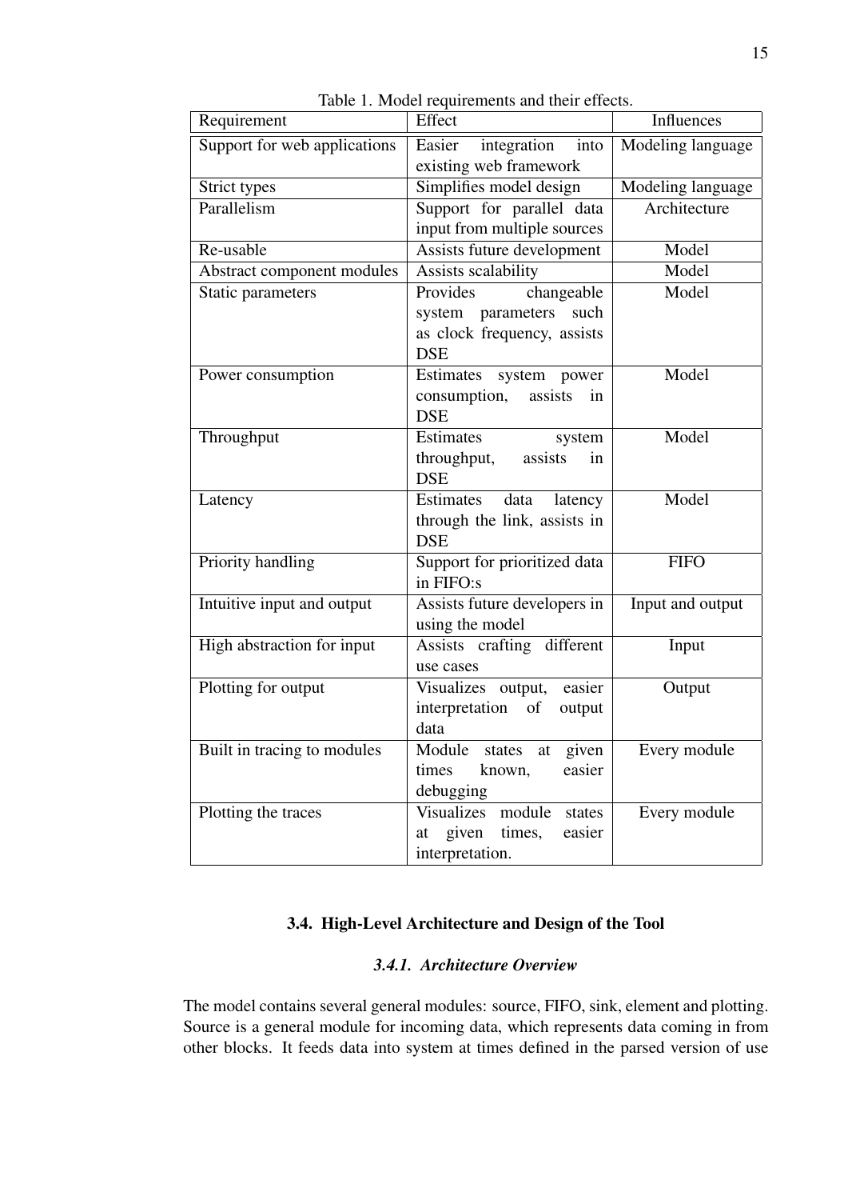Table 1. Model requirements and their effects.

| Requirement | Effect | Influences |
|---|---|---|
| Support for web applications | Easier integration into existing web framework | Modeling language |
| Strict types | Simplifies model design | Modeling language |
| Parallelism | Support for parallel data input from multiple sources | Architecture |
| Re-usable | Assists future development | Model |
| Abstract component modules | Assists scalability | Model |
| Static parameters | Provides changeable system parameters such as clock frequency, assists DSE | Model |
| Power consumption | Estimates system power consumption, assists in DSE | Model |
| Throughput | Estimates system throughput, assists in DSE | Model |
| Latency | Estimates data latency through the link, assists in DSE | Model |
| Priority handling | Support for prioritized data in FIFO:s | FIFO |
| Intuitive input and output | Assists future developers in using the model | Input and output |
| High abstraction for input | Assists crafting different use cases | Input |
| Plotting for output | Visualizes output, easier interpretation of output data | Output |
| Built in tracing to modules | Module states at given times known, easier debugging | Every module |
| Plotting the traces | Visualizes module states at given times, easier interpretation. | Every module |

## 3.4. High-Level Architecture and Design of the Tool

### *3.4.1. Architecture Overview*

The model contains several general modules: source, FIFO, sink, element and plotting. Source is a general module for incoming data, which represents data coming in from other blocks. It feeds data into system at times defined in the parsed version of use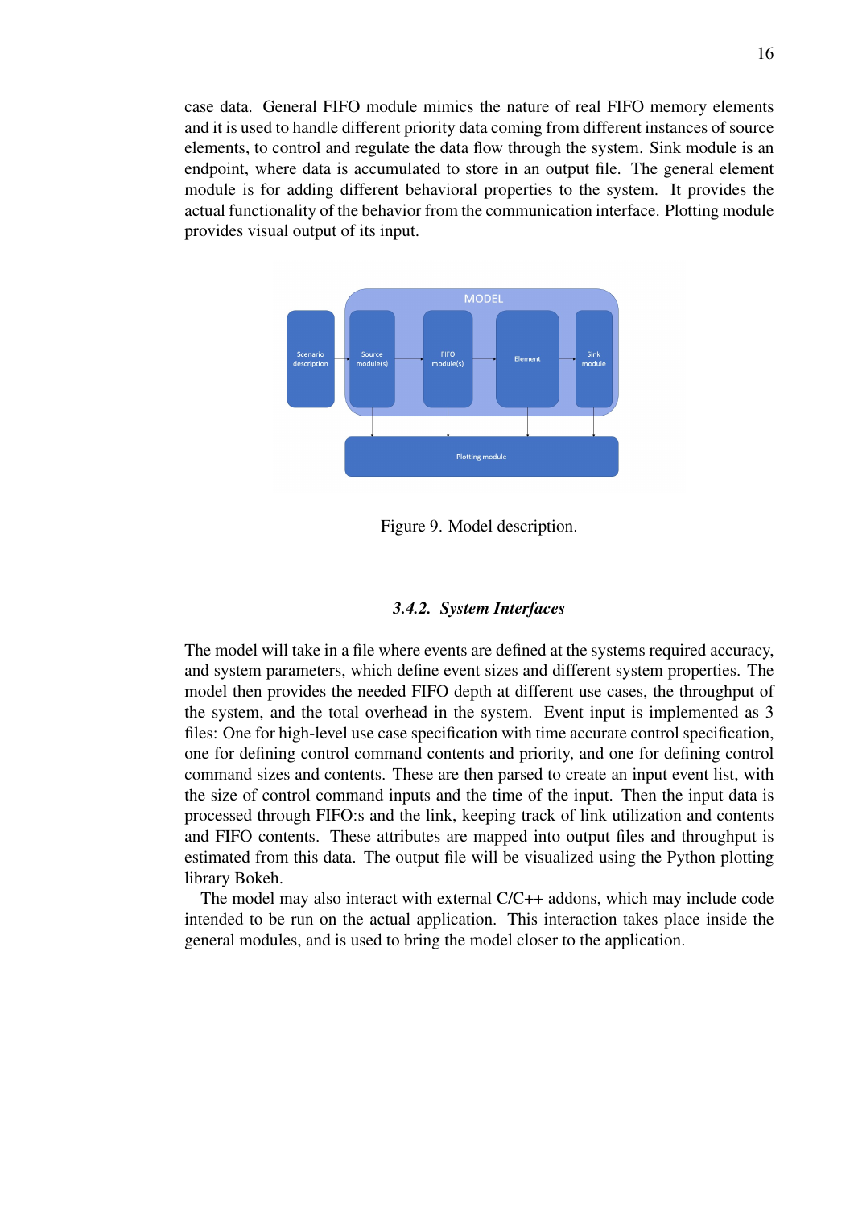case data. General FIFO module mimics the nature of real FIFO memory elements and it is used to handle different priority data coming from different instances of source elements, to control and regulate the data flow through the system. Sink module is an endpoint, where data is accumulated to store in an output file. The general element module is for adding different behavioral properties to the system. It provides the actual functionality of the behavior from the communication interface. Plotting module provides visual output of its input.

Figure 9. Model description.

### *3.4.2. System Interfaces*

The model will take in a file where events are defined at the systems required accuracy, and system parameters, which define event sizes and different system properties. The model then provides the needed FIFO depth at different use cases, the throughput of the system, and the total overhead in the system. Event input is implemented as 3 files: One for high-level use case specification with time accurate control specification, one for defining control command contents and priority, and one for defining control command sizes and contents. These are then parsed to create an input event list, with the size of control command inputs and the time of the input. Then the input data is processed through FIFO:s and the link, keeping track of link utilization and contents and FIFO contents. These attributes are mapped into output files and throughput is estimated from this data. The output file will be visualized using the Python plotting library Bokeh.

The model may also interact with external C/C++ addons, which may include code intended to be run on the actual application. This interaction takes place inside the general modules, and is used to bring the model closer to the application.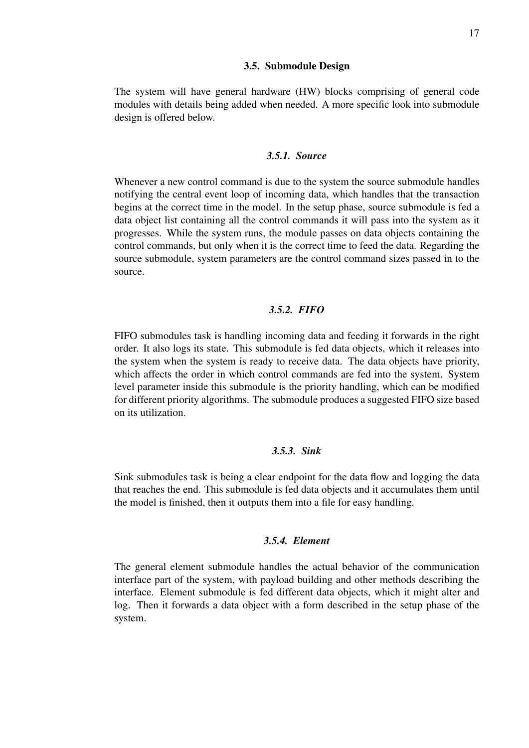### 3.5. Submodule Design

The system will have general hardware (HW) blocks comprising of general code modules with details being added when needed. A more specific look into submodule design is offered below.

#### *3.5.1. Source*

Whenever a new control command is due to the system the source submodule handles notifying the central event loop of incoming data, which handles that the transaction begins at the correct time in the model. In the setup phase, source submodule is fed a data object list containing all the control commands it will pass into the system as it progresses. While the system runs, the module passes on data objects containing the control commands, but only when it is the correct time to feed the data. Regarding the source submodule, system parameters are the control command sizes passed in to the source.

#### *3.5.2. FIFO*

FIFO submodules task is handling incoming data and feeding it forwards in the right order. It also logs its state. This submodule is fed data objects, which it releases into the system when the system is ready to receive data. The data objects have priority, which affects the order in which control commands are fed into the system. System level parameter inside this submodule is the priority handling, which can be modified for different priority algorithms. The submodule produces a suggested FIFO size based on its utilization.

#### *3.5.3. Sink*

Sink submodules task is being a clear endpoint for the data flow and logging the data that reaches the end. This submodule is fed data objects and it accumulates them until the model is finished, then it outputs them into a file for easy handling.

#### *3.5.4. Element*

The general element submodule handles the actual behavior of the communication interface part of the system, with payload building and other methods describing the interface. Element submodule is fed different data objects, which it might alter and log. Then it forwards a data object with a form described in the setup phase of the system.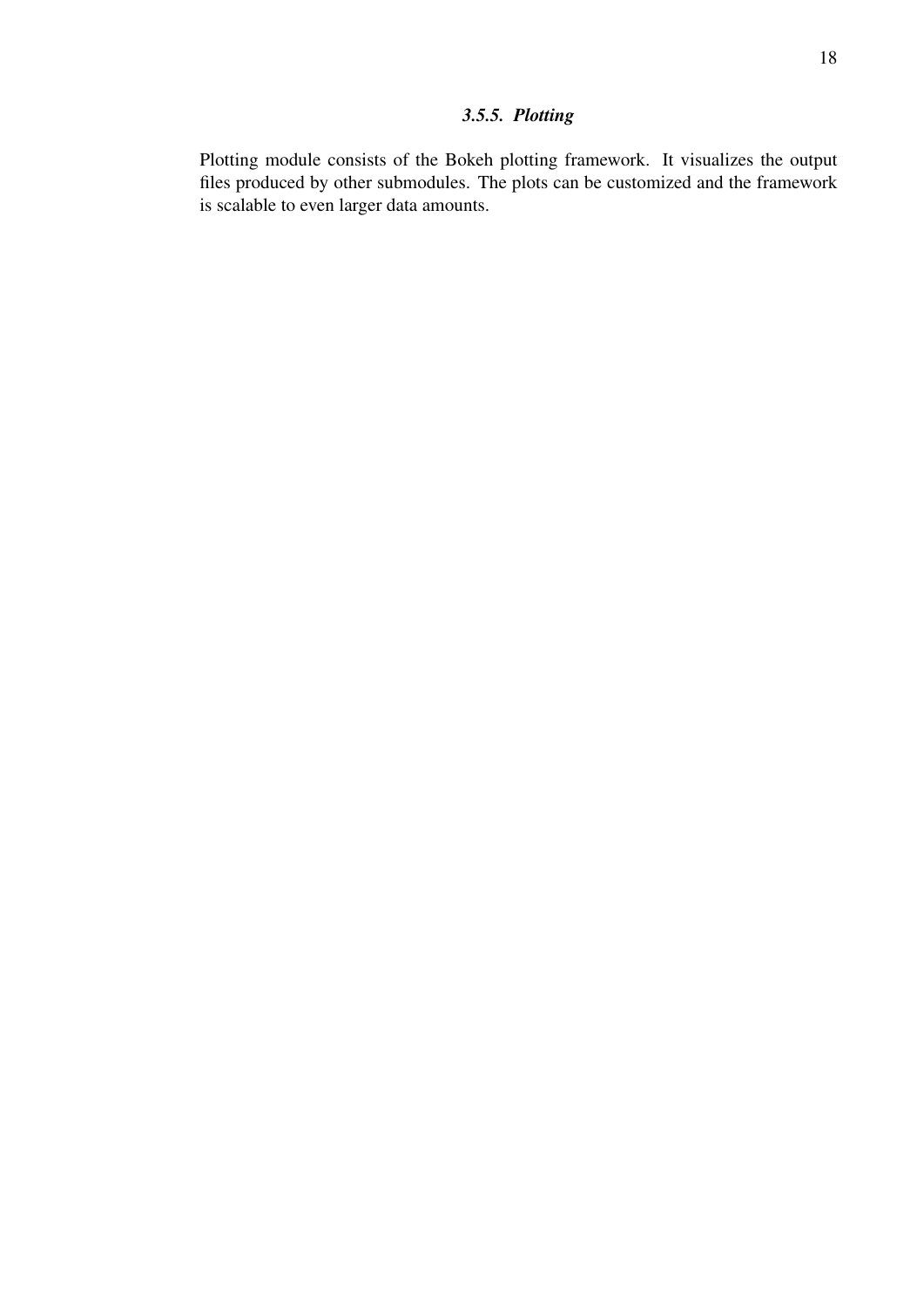#### *3.5.5. Plotting*

Plotting module consists of the Bokeh plotting framework. It visualizes the output files produced by other submodules. The plots can be customized and the framework is scalable to even larger data amounts.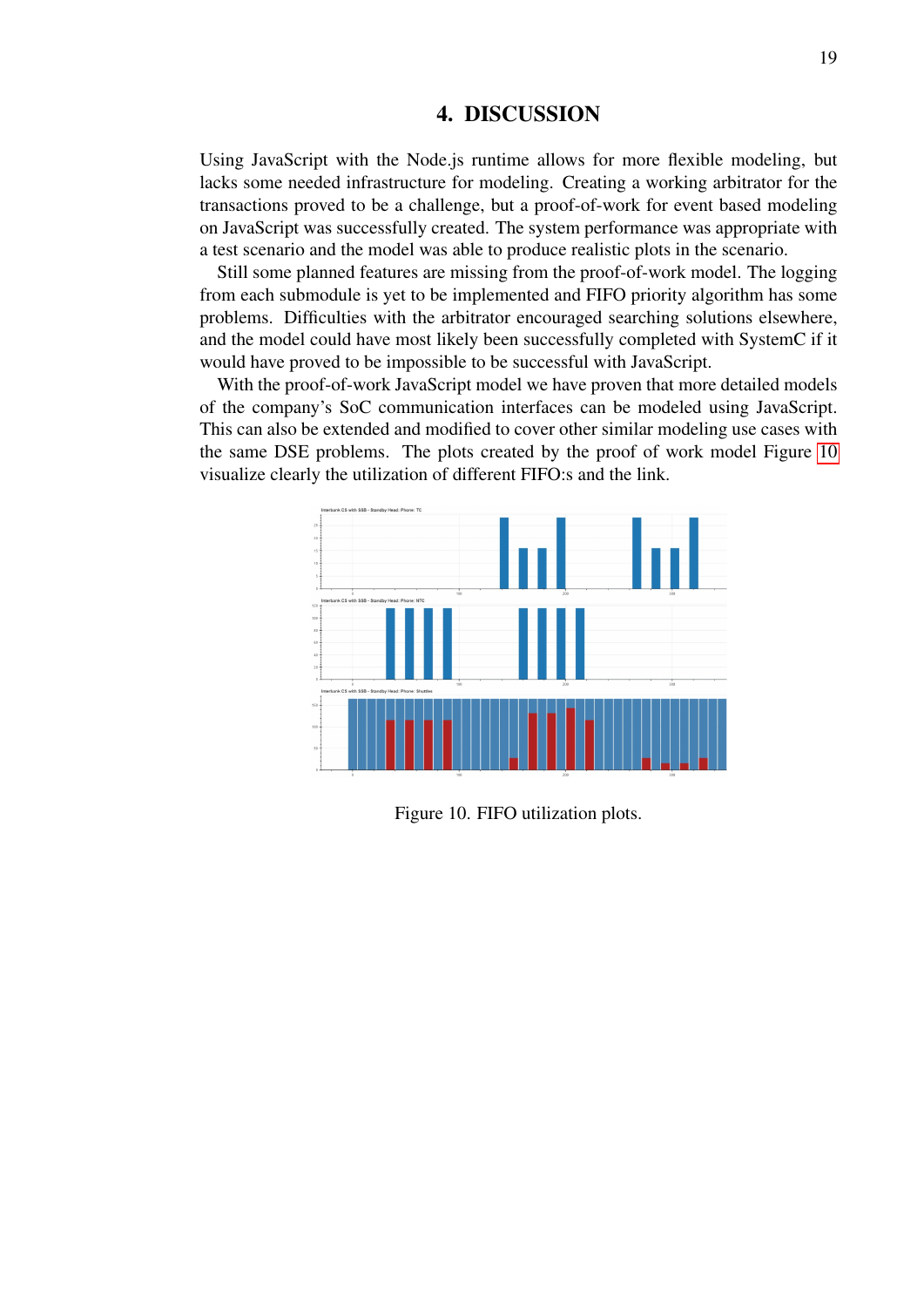# 4. DISCUSSION

Using JavaScript with the Node.js runtime allows for more flexible modeling, but lacks some needed infrastructure for modeling. Creating a working arbitrator for the transactions proved to be a challenge, but a proof-of-work for event based modeling on JavaScript was successfully created. The system performance was appropriate with a test scenario and the model was able to produce realistic plots in the scenario.

Still some planned features are missing from the proof-of-work model. The logging from each submodule is yet to be implemented and FIFO priority algorithm has some problems. Difficulties with the arbitrator encouraged searching solutions elsewhere, and the model could have most likely been successfully completed with SystemC if it would have proved to be impossible to be successful with JavaScript.

With the proof-of-work JavaScript model we have proven that more detailed models of the company's SoC communication interfaces can be modeled using JavaScript. This can also be extended and modified to cover other similar modeling use cases with the same DSE problems. The plots created by the proof of work model Figure 10 visualize clearly the utilization of different FIFO:s and the link.

Figure 10. FIFO utilization plots.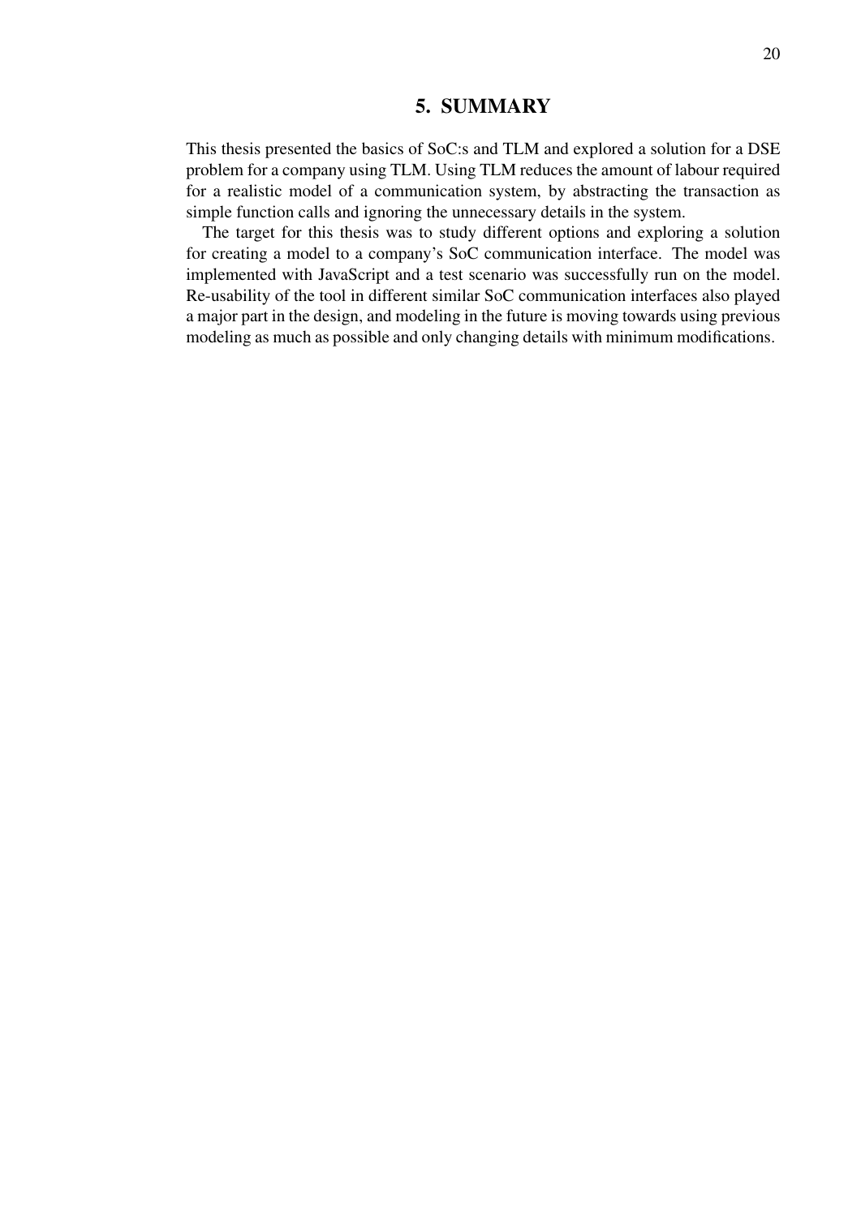# 5. SUMMARY

This thesis presented the basics of SoC:s and TLM and explored a solution for a DSE problem for a company using TLM. Using TLM reduces the amount of labour required for a realistic model of a communication system, by abstracting the transaction as simple function calls and ignoring the unnecessary details in the system.

The target for this thesis was to study different options and exploring a solution for creating a model to a company's SoC communication interface. The model was implemented with JavaScript and a test scenario was successfully run on the model. Re-usability of the tool in different similar SoC communication interfaces also played a major part in the design, and modeling in the future is moving towards using previous modeling as much as possible and only changing details with minimum modifications.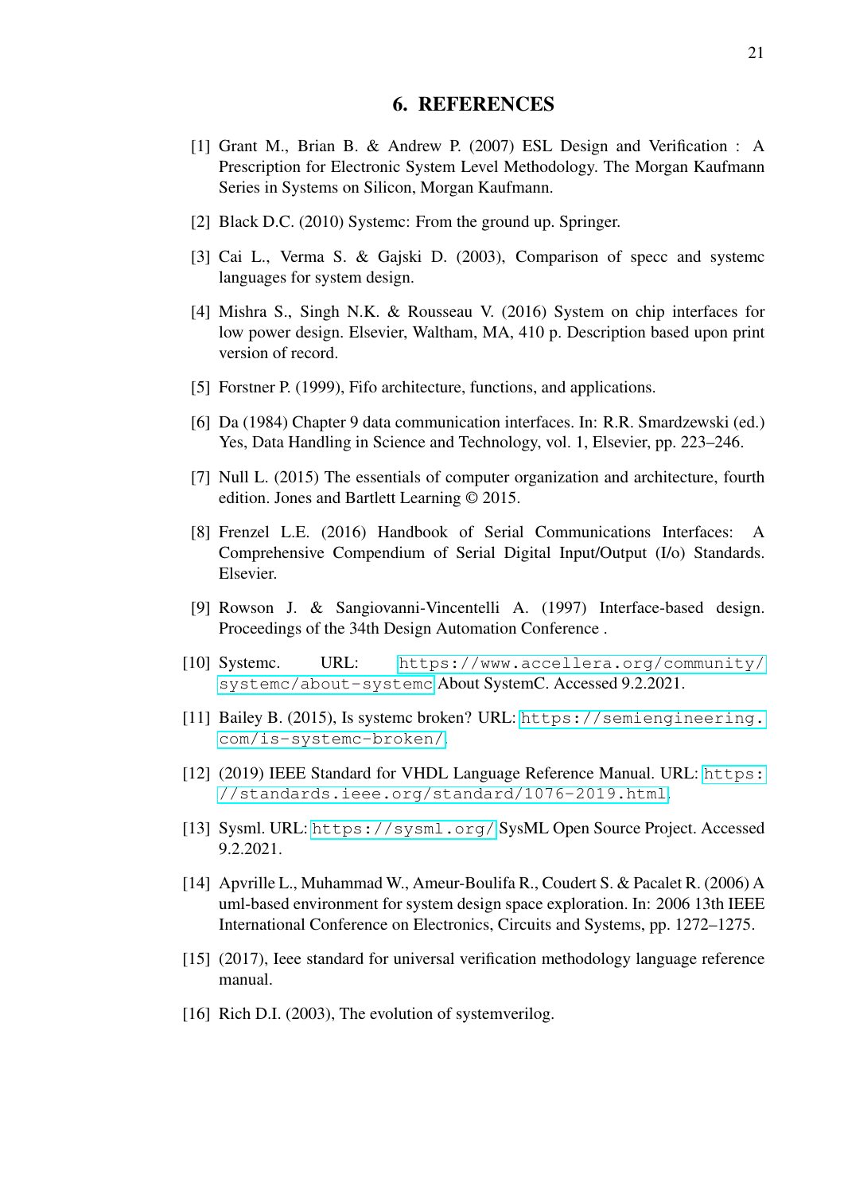# 6. REFERENCES

[1] Grant M., Brian B. & Andrew P. (2007) ESL Design and Verification : A Prescription for Electronic System Level Methodology. The Morgan Kaufmann Series in Systems on Silicon, Morgan Kaufmann.

[2] Black D.C. (2010) Systemc: From the ground up. Springer.

[3] Cai L., Verma S. & Gajski D. (2003), Comparison of specc and systemc languages for system design.

[4] Mishra S., Singh N.K. & Rousseau V. (2016) System on chip interfaces for low power design. Elsevier, Waltham, MA, 410 p. Description based upon print version of record.

[5] Forstner P. (1999), Fifo architecture, functions, and applications.

[6] Da (1984) Chapter 9 data communication interfaces. In: R.R. Smardzewski (ed.) Yes, Data Handling in Science and Technology, vol. 1, Elsevier, pp. 223–246.

[7] Null L. (2015) The essentials of computer organization and architecture, fourth edition. Jones and Bartlett Learning © 2015.

[8] Frenzel L.E. (2016) Handbook of Serial Communications Interfaces: A Comprehensive Compendium of Serial Digital Input/Output (I/o) Standards. Elsevier.

[9] Rowson J. & Sangiovanni-Vincentelli A. (1997) Interface-based design. Proceedings of the 34th Design Automation Conference .

[10] Systemc. URL: https://www.accellera.org/community/systemc/about-systemc About SystemC. Accessed 9.2.2021.

[11] Bailey B. (2015), Is systemc broken? URL: https://semiengineering.com/is-systemc-broken/.

[12] (2019) IEEE Standard for VHDL Language Reference Manual. URL: https://standards.ieee.org/standard/1076-2019.html.

[13] Sysml. URL: https://sysml.org/ SysML Open Source Project. Accessed 9.2.2021.

[14] Apvrille L., Muhammad W., Ameur-Boulifa R., Coudert S. & Pacalet R. (2006) A uml-based environment for system design space exploration. In: 2006 13th IEEE International Conference on Electronics, Circuits and Systems, pp. 1272–1275.

[15] (2017), Ieee standard for universal verification methodology language reference manual.

[16] Rich D.I. (2003), The evolution of systemverilog.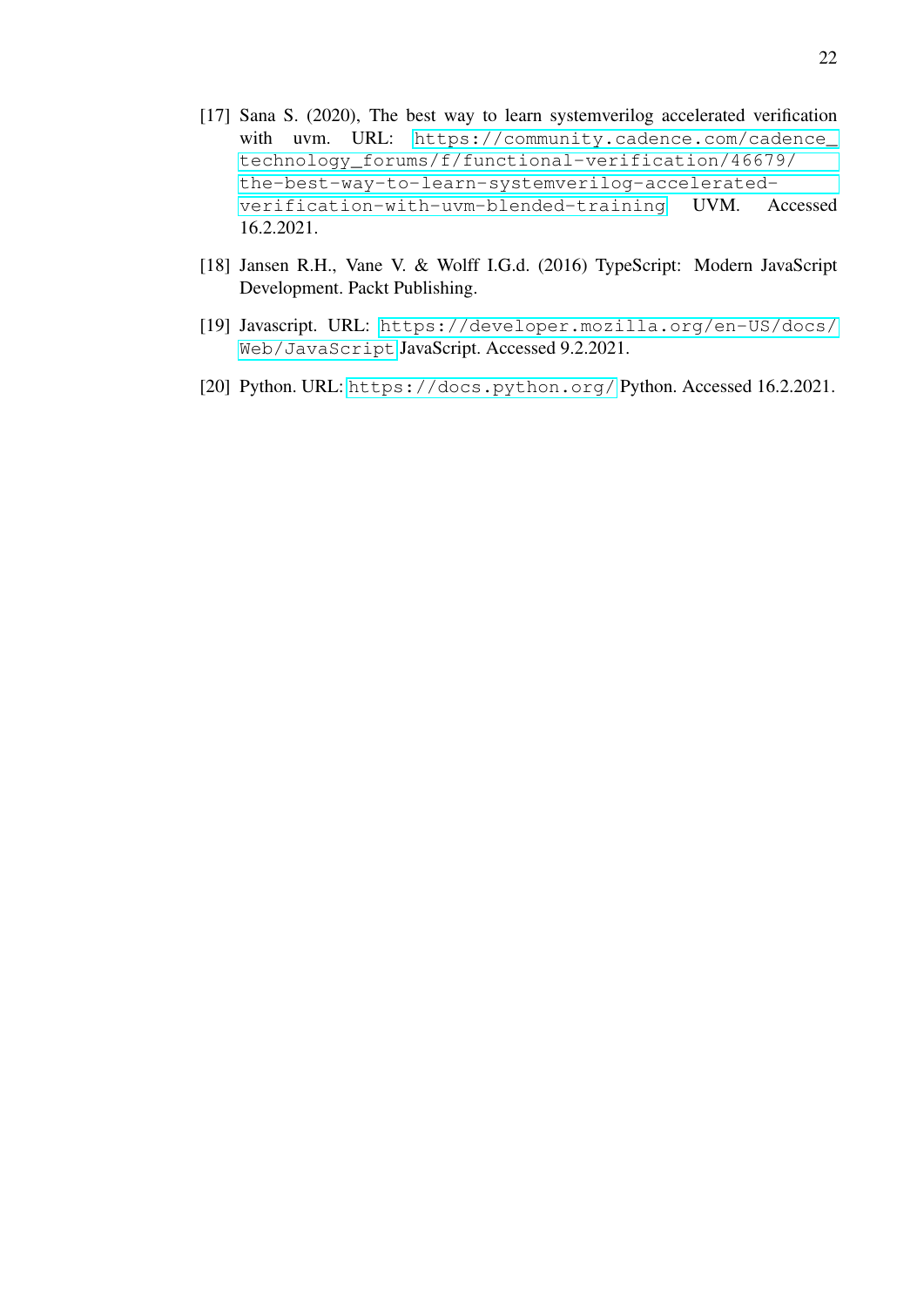[17] Sana S. (2020), The best way to learn systemverilog accelerated verification with uvm. URL: https://community.cadence.com/cadence_technology_forums/f/functional-verification/46679/the-best-way-to-learn-systemverilog-accelerated-verification-with-uvm-blended-training UVM. Accessed 16.2.2021.

[18] Jansen R.H., Vane V. & Wolff I.G.d. (2016) TypeScript: Modern JavaScript Development. Packt Publishing.

[19] Javascript. URL: https://developer.mozilla.org/en-US/docs/Web/JavaScript JavaScript. Accessed 9.2.2021.

[20] Python. URL: https://docs.python.org/ Python. Accessed 16.2.2021.